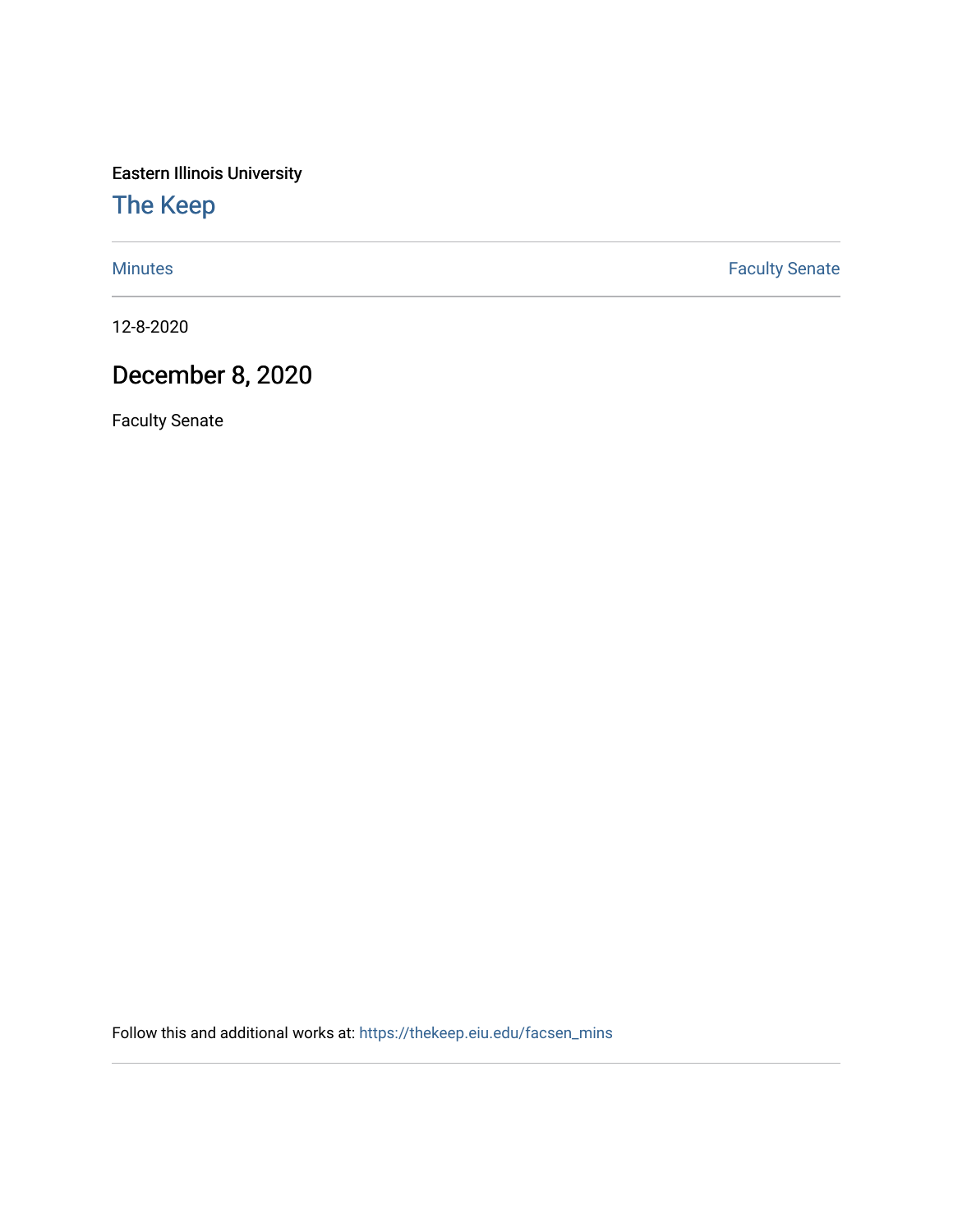Eastern Illinois University

# The Keep

Minutes | Faculty Senate
---|---

12-8-2020

## December 8, 2020

Faculty Senate

Follow this and additional works at: https://thekeep.eiu.edu/facsen_mins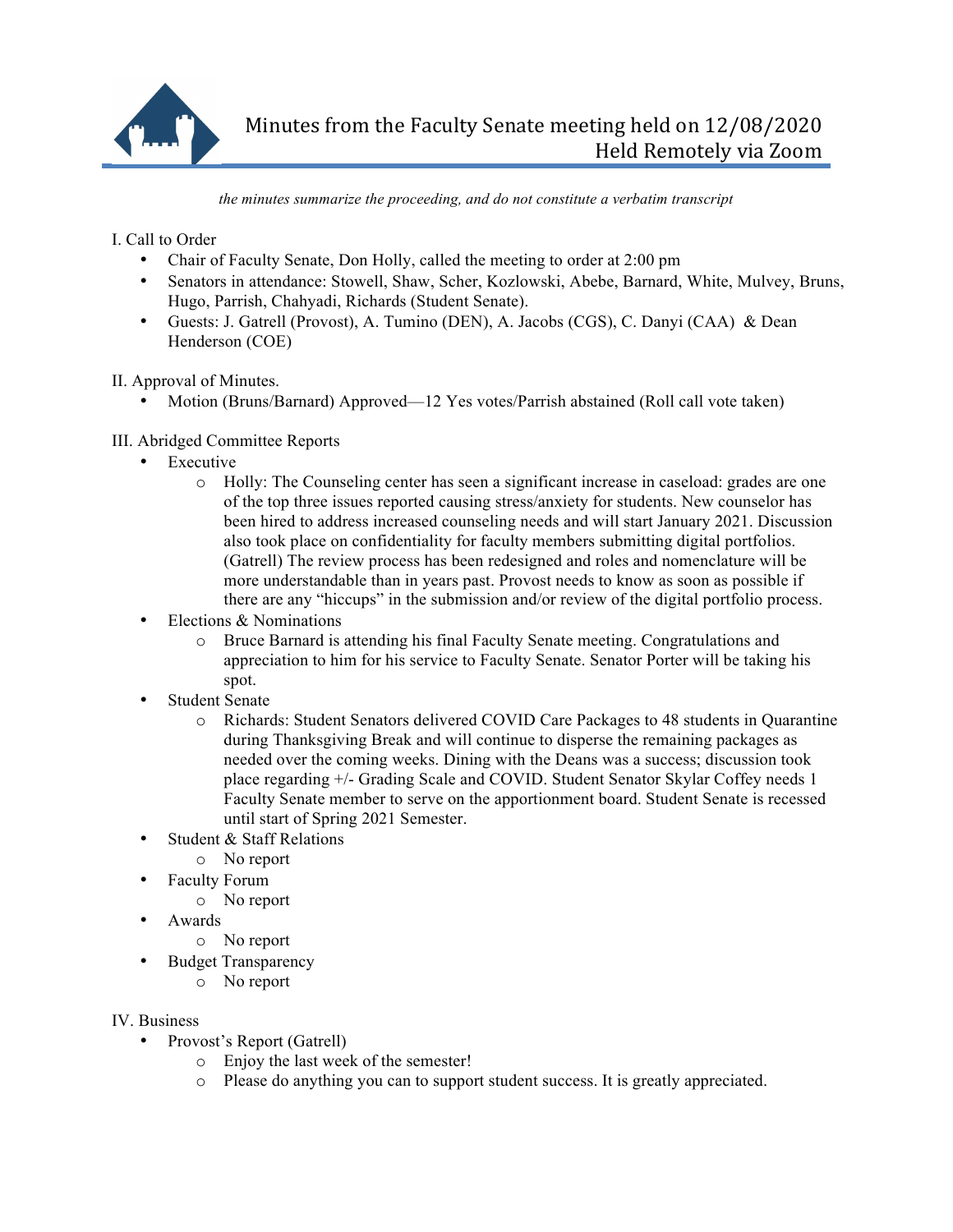# Minutes from the Faculty Senate meeting held on 12/08/2020
## Held Remotely via Zoom

*the minutes summarize the proceeding, and do not constitute a verbatim transcript*

I. Call to Order

- Chair of Faculty Senate, Don Holly, called the meeting to order at 2:00 pm
- Senators in attendance: Stowell, Shaw, Scher, Kozlowski, Abebe, Barnard, White, Mulvey, Bruns, Hugo, Parrish, Chahyadi, Richards (Student Senate).
- Guests: J. Gatrell (Provost), A. Tumino (DEN), A. Jacobs (CGS), C. Danyi (CAA) & Dean Henderson (COE)

II. Approval of Minutes.

- Motion (Bruns/Barnard) Approved—12 Yes votes/Parrish abstained (Roll call vote taken)

III. Abridged Committee Reports

- Executive
  - Holly: The Counseling center has seen a significant increase in caseload: grades are one of the top three issues reported causing stress/anxiety for students. New counselor has been hired to address increased counseling needs and will start January 2021. Discussion also took place on confidentiality for faculty members submitting digital portfolios. (Gatrell) The review process has been redesigned and roles and nomenclature will be more understandable than in years past. Provost needs to know as soon as possible if there are any "hiccups" in the submission and/or review of the digital portfolio process.
- Elections & Nominations
  - Bruce Barnard is attending his final Faculty Senate meeting. Congratulations and appreciation to him for his service to Faculty Senate. Senator Porter will be taking his spot.
- Student Senate
  - Richards: Student Senators delivered COVID Care Packages to 48 students in Quarantine during Thanksgiving Break and will continue to disperse the remaining packages as needed over the coming weeks. Dining with the Deans was a success; discussion took place regarding +/- Grading Scale and COVID. Student Senator Skylar Coffey needs 1 Faculty Senate member to serve on the apportionment board. Student Senate is recessed until start of Spring 2021 Semester.
- Student & Staff Relations
  - No report
- Faculty Forum
  - No report
- Awards
  - No report
- Budget Transparency
  - No report

IV. Business

- Provost's Report (Gatrell)
  - Enjoy the last week of the semester!
  - Please do anything you can to support student success. It is greatly appreciated.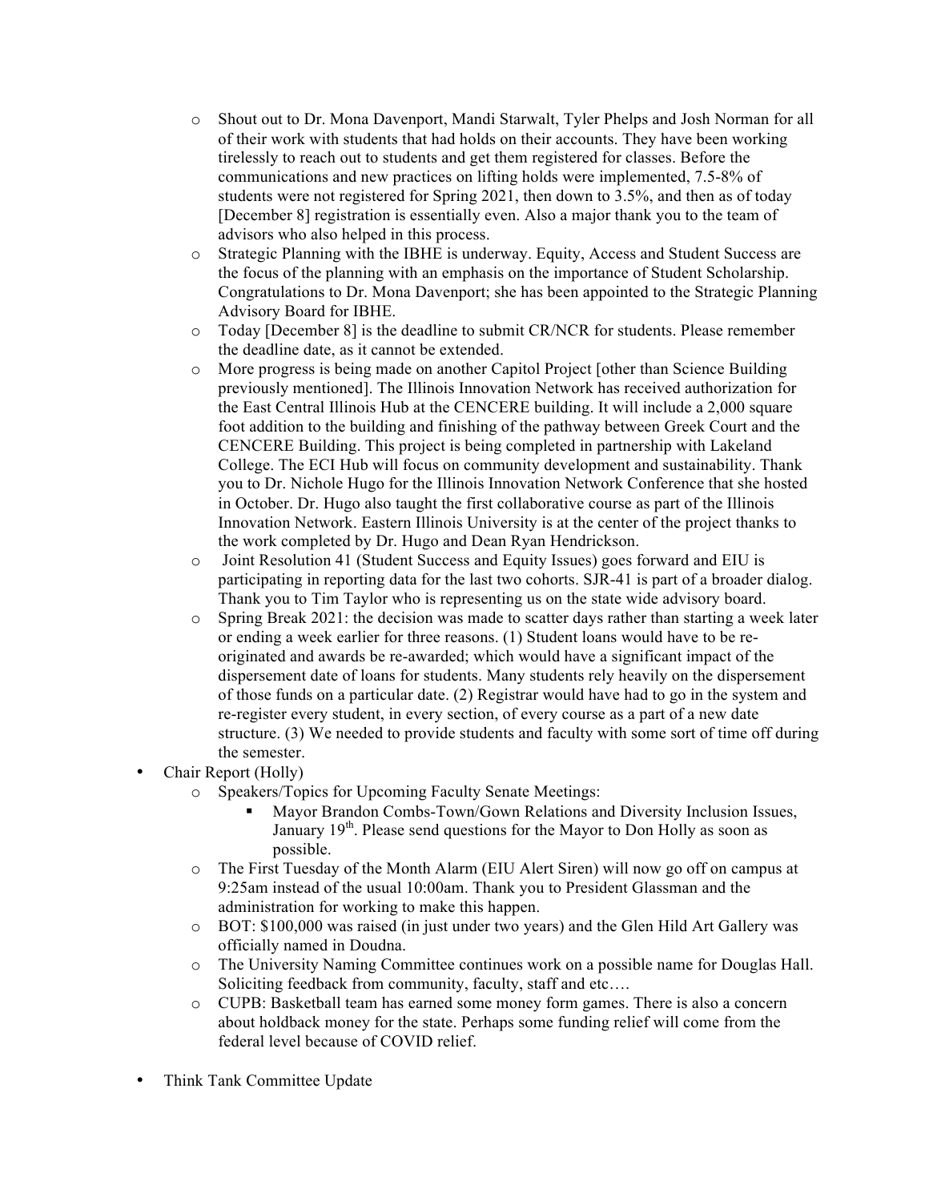- Shout out to Dr. Mona Davenport, Mandi Starwalt, Tyler Phelps and Josh Norman for all of their work with students that had holds on their accounts. They have been working tirelessly to reach out to students and get them registered for classes. Before the communications and new practices on lifting holds were implemented, 7.5-8% of students were not registered for Spring 2021, then down to 3.5%, and then as of today [December 8] registration is essentially even. Also a major thank you to the team of advisors who also helped in this process.
  - Strategic Planning with the IBHE is underway. Equity, Access and Student Success are the focus of the planning with an emphasis on the importance of Student Scholarship. Congratulations to Dr. Mona Davenport; she has been appointed to the Strategic Planning Advisory Board for IBHE.
  - Today [December 8] is the deadline to submit CR/NCR for students. Please remember the deadline date, as it cannot be extended.
  - More progress is being made on another Capitol Project [other than Science Building previously mentioned]. The Illinois Innovation Network has received authorization for the East Central Illinois Hub at the CENCERE building. It will include a 2,000 square foot addition to the building and finishing of the pathway between Greek Court and the CENCERE Building. This project is being completed in partnership with Lakeland College. The ECI Hub will focus on community development and sustainability. Thank you to Dr. Nichole Hugo for the Illinois Innovation Network Conference that she hosted in October. Dr. Hugo also taught the first collaborative course as part of the Illinois Innovation Network. Eastern Illinois University is at the center of the project thanks to the work completed by Dr. Hugo and Dean Ryan Hendrickson.
  - Joint Resolution 41 (Student Success and Equity Issues) goes forward and EIU is participating in reporting data for the last two cohorts. SJR-41 is part of a broader dialog. Thank you to Tim Taylor who is representing us on the state wide advisory board.
  - Spring Break 2021: the decision was made to scatter days rather than starting a week later or ending a week earlier for three reasons. (1) Student loans would have to be re-originated and awards be re-awarded; which would have a significant impact of the dispersement date of loans for students. Many students rely heavily on the dispersement of those funds on a particular date. (2) Registrar would have had to go in the system and re-register every student, in every section, of every course as a part of a new date structure. (3) We needed to provide students and faculty with some sort of time off during the semester.
- Chair Report (Holly)
  - Speakers/Topics for Upcoming Faculty Senate Meetings:
    - Mayor Brandon Combs-Town/Gown Relations and Diversity Inclusion Issues, January 19th. Please send questions for the Mayor to Don Holly as soon as possible.
  - The First Tuesday of the Month Alarm (EIU Alert Siren) will now go off on campus at 9:25am instead of the usual 10:00am. Thank you to President Glassman and the administration for working to make this happen.
  - BOT: $100,000 was raised (in just under two years) and the Glen Hild Art Gallery was officially named in Doudna.
  - The University Naming Committee continues work on a possible name for Douglas Hall. Soliciting feedback from community, faculty, staff and etc….
  - CUPB: Basketball team has earned some money form games. There is also a concern about holdback money for the state. Perhaps some funding relief will come from the federal level because of COVID relief.

- Think Tank Committee Update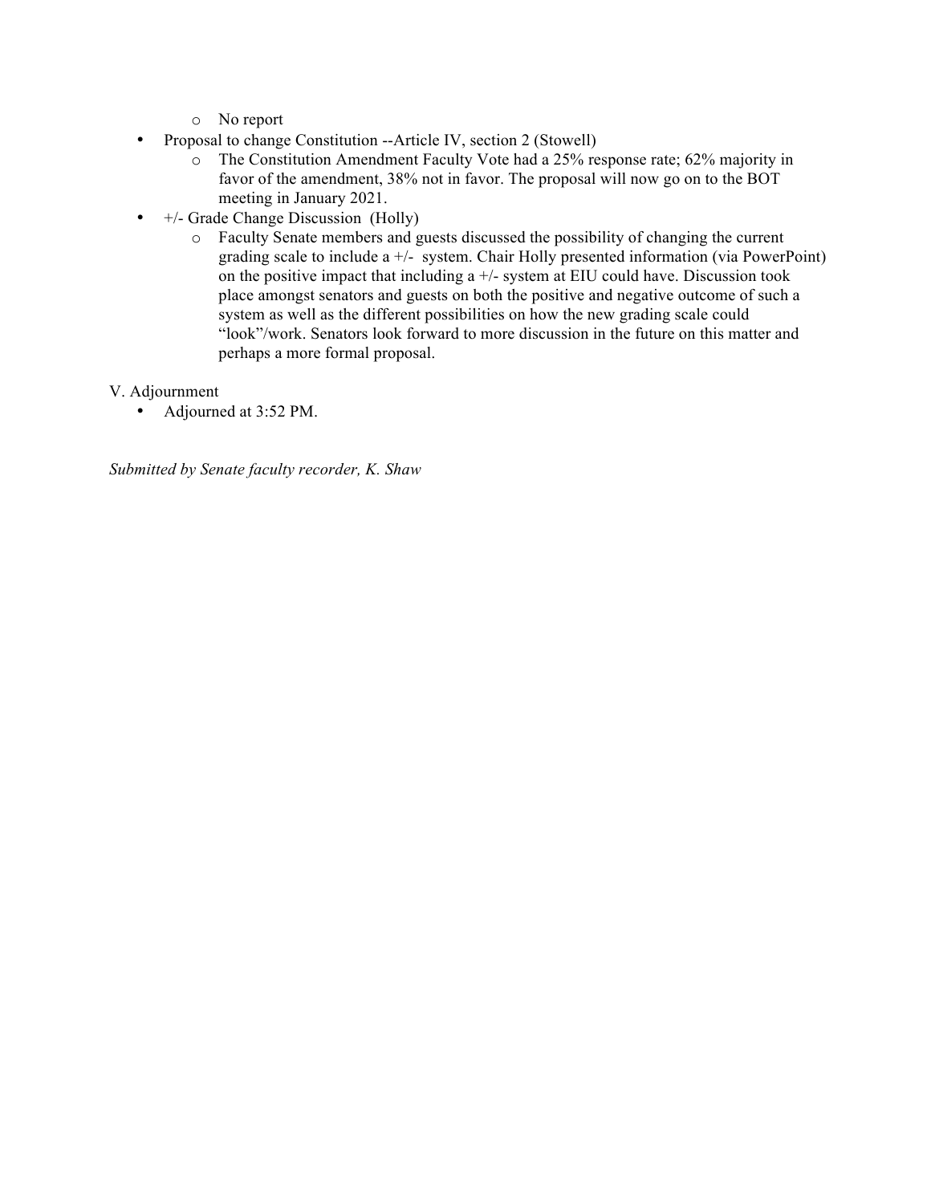- No report
- Proposal to change Constitution --Article IV, section 2 (Stowell)
  - The Constitution Amendment Faculty Vote had a 25% response rate; 62% majority in favor of the amendment, 38% not in favor. The proposal will now go on to the BOT meeting in January 2021.
- +/- Grade Change Discussion (Holly)
  - Faculty Senate members and guests discussed the possibility of changing the current grading scale to include a +/- system. Chair Holly presented information (via PowerPoint) on the positive impact that including a +/- system at EIU could have. Discussion took place amongst senators and guests on both the positive and negative outcome of such a system as well as the different possibilities on how the new grading scale could "look"/work. Senators look forward to more discussion in the future on this matter and perhaps a more formal proposal.

V. Adjournment

- Adjourned at 3:52 PM.

*Submitted by Senate faculty recorder, K. Shaw*